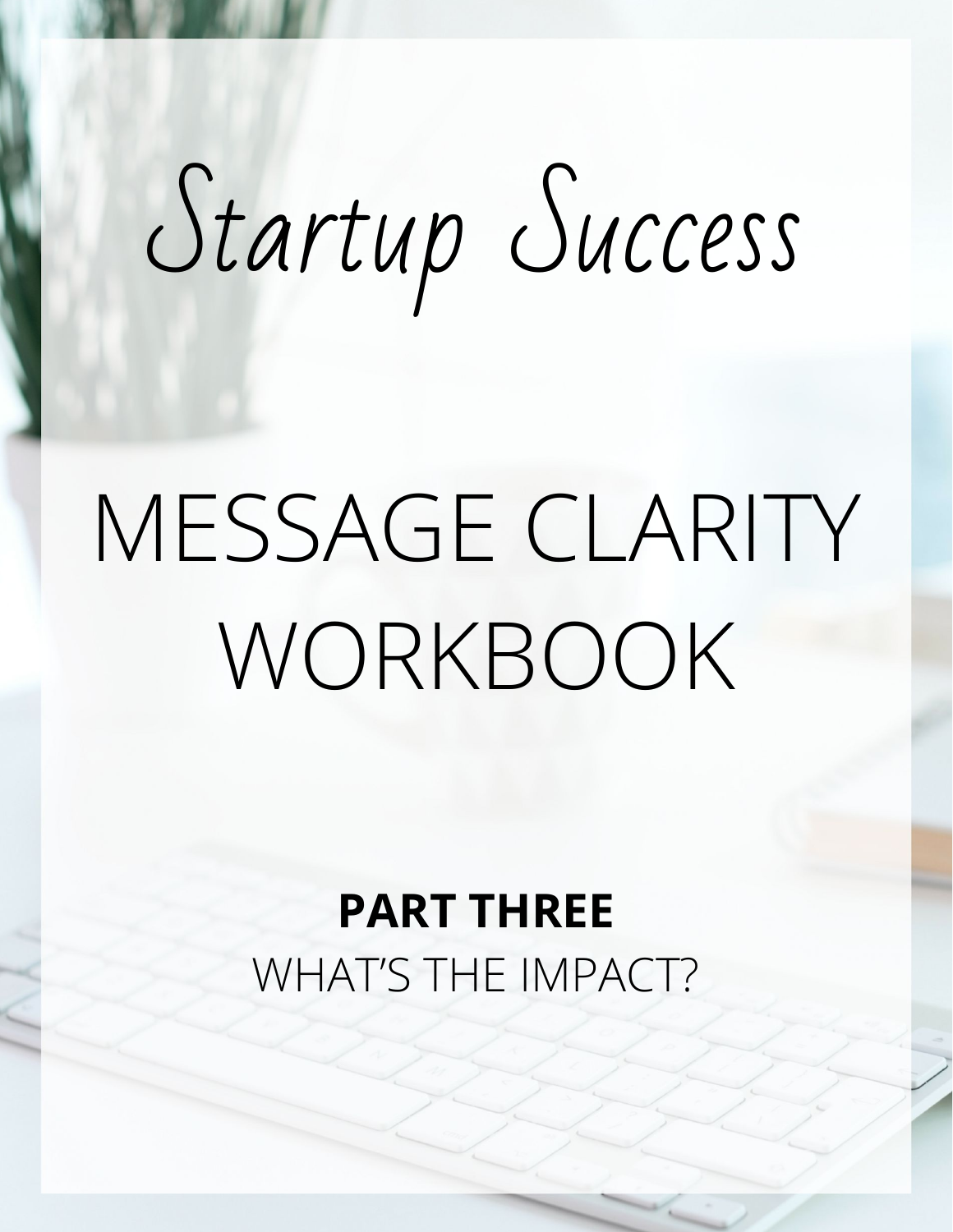# Startup Success

# MESSAGE CLARITY WORKBOOK

**PART THREE**

WHAT'S THE IMPACT?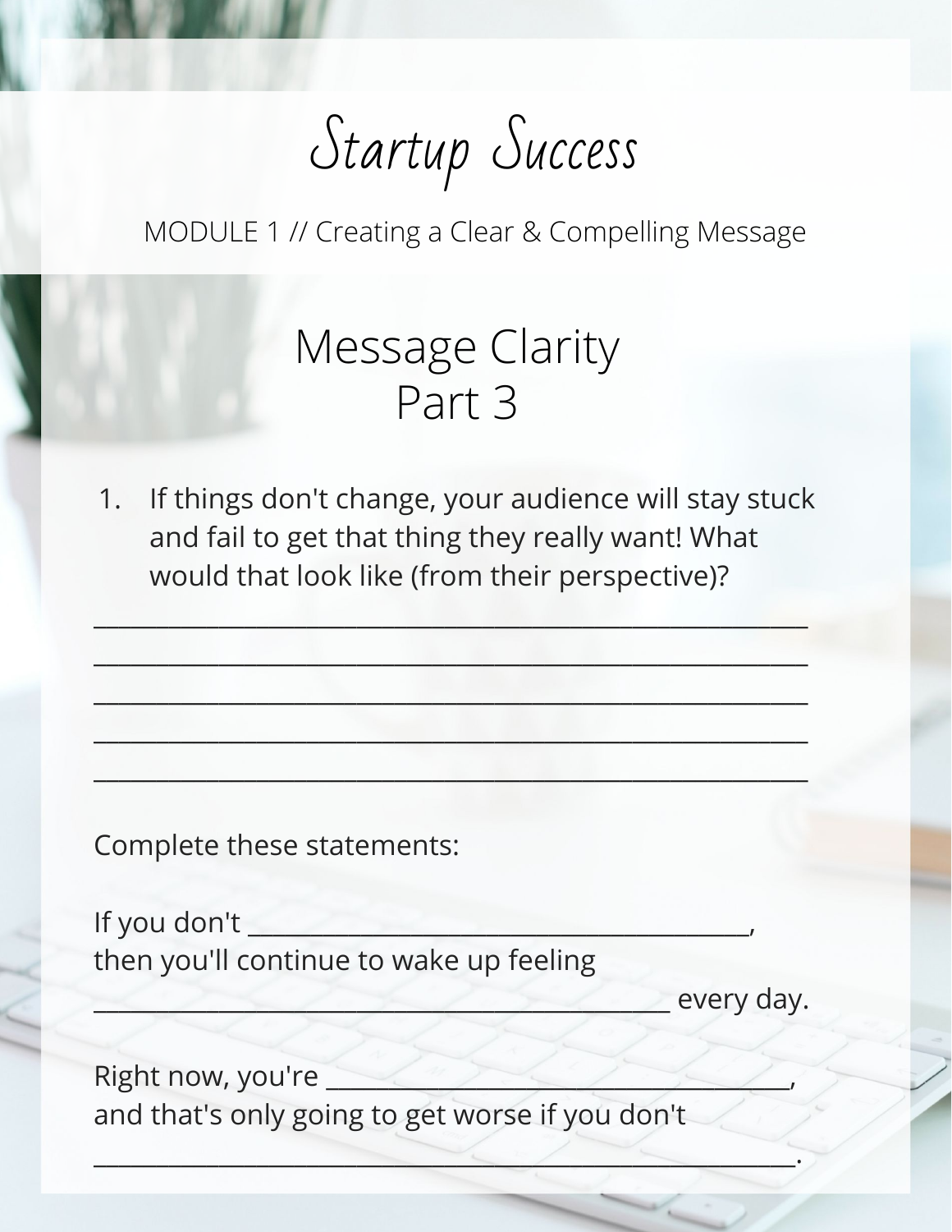# Startup Success

MODULE 1 // Creating a Clear & Compelling Message

## Message Clarity
## Part 3

1. If things don't change, your audience will stay stuck and fail to get that thing they really want! What would that look like (from their perspective)?

_______________________________________________________________

_______________________________________________________________

_______________________________________________________________

_______________________________________________________________

_______________________________________________________________

Complete these statements:

If you don't ________________________________________,
then you'll continue to wake up feeling
______________________________________________ every day.

Right now, you're ____________________________________,
and that's only going to get worse if you don't
________________________________________________________.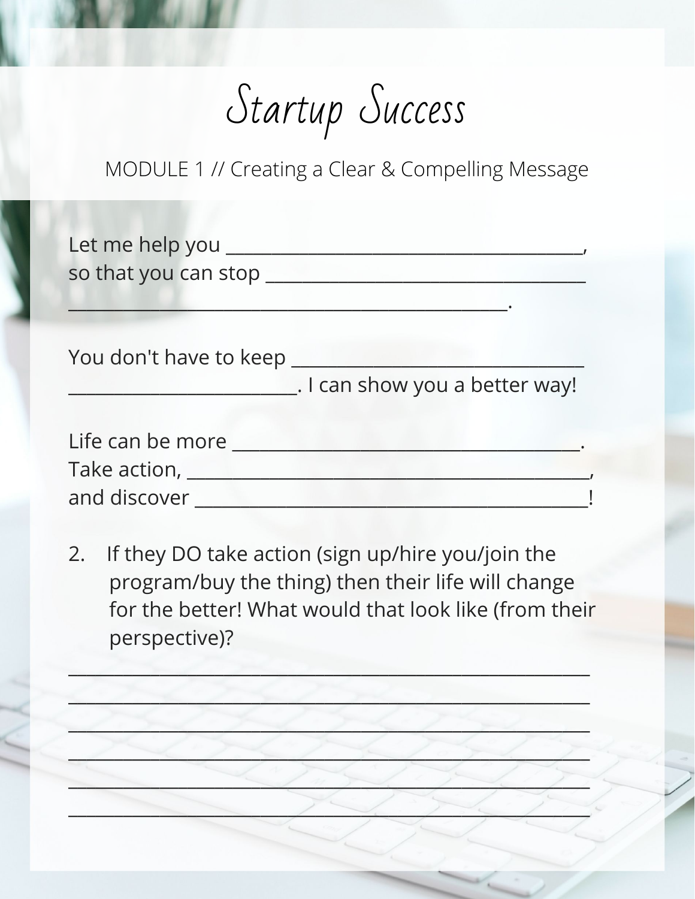# Startup Success

MODULE 1 // Creating a Clear & Compelling Message

Let me help you ________________________________________,
so that you can stop ___________________________________
_____________________________________________.

You don't have to keep _______________________________
________________________. I can show you a better way!

Life can be more ______________________________________.
Take action, __________________________________________,
and discover __________________________________________!

2. If they DO take action (sign up/hire you/join the program/buy the thing) then their life will change for the better! What would that look like (from their perspective)?

_____________________________________________________

_____________________________________________________

_____________________________________________________

_____________________________________________________

_____________________________________________________

_____________________________________________________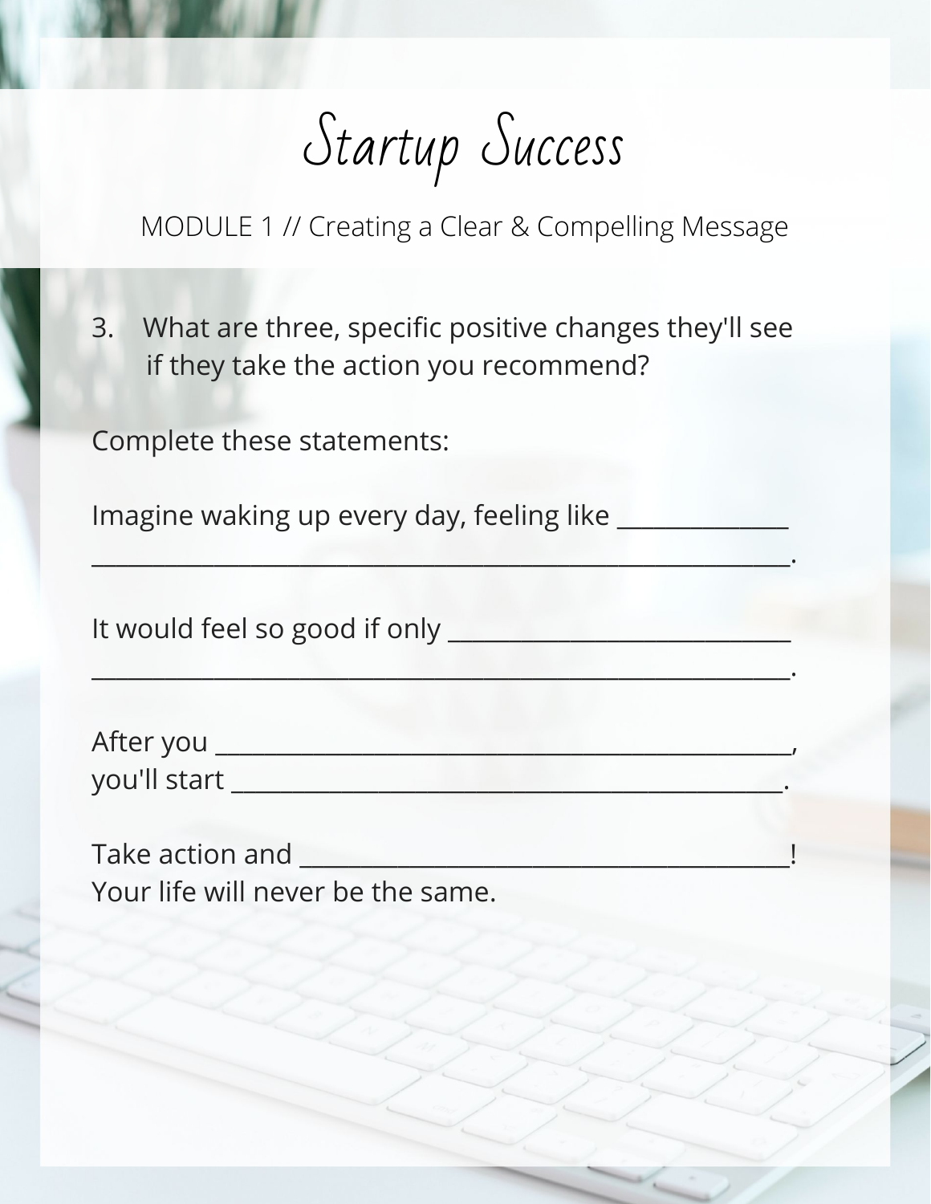# Startup Success

MODULE 1 // Creating a Clear & Compelling Message

3. What are three, specific positive changes they'll see if they take the action you recommend?

Complete these statements:

Imagine waking up every day, feeling like ______________
________________________________________________________.

It would feel so good if only ____________________________
________________________________________________________.

After you ________________________________________________,
you'll start ______________________________________________.

Take action and ________________________________________!
Your life will never be the same.